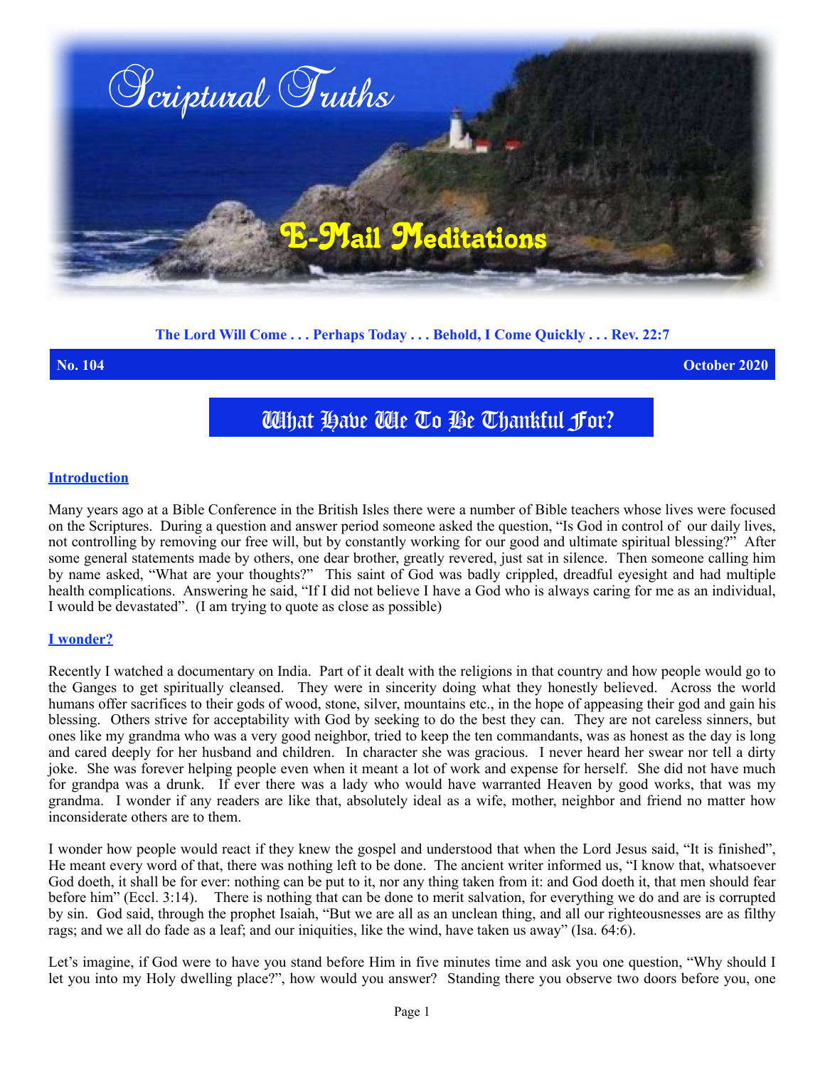# Scriptural Truths

## E-Mail Meditations

**The Lord Will Come . . . Perhaps Today . . . Behold, I Come Quickly . . . Rev. 22:7**

**No. 104** **October 2020**

# What Have We To Be Thankful For?

### Introduction

Many years ago at a Bible Conference in the British Isles there were a number of Bible teachers whose lives were focused on the Scriptures. During a question and answer period someone asked the question, "Is God in control of our daily lives, not controlling by removing our free will, but by constantly working for our good and ultimate spiritual blessing?" After some general statements made by others, one dear brother, greatly revered, just sat in silence. Then someone calling him by name asked, "What are your thoughts?" This saint of God was badly crippled, dreadful eyesight and had multiple health complications. Answering he said, "If I did not believe I have a God who is always caring for me as an individual, I would be devastated". (I am trying to quote as close as possible)

### I wonder?

Recently I watched a documentary on India. Part of it dealt with the religions in that country and how people would go to the Ganges to get spiritually cleansed. They were in sincerity doing what they honestly believed. Across the world humans offer sacrifices to their gods of wood, stone, silver, mountains etc., in the hope of appeasing their god and gain his blessing. Others strive for acceptability with God by seeking to do the best they can. They are not careless sinners, but ones like my grandma who was a very good neighbor, tried to keep the ten commandants, was as honest as the day is long and cared deeply for her husband and children. In character she was gracious. I never heard her swear nor tell a dirty joke. She was forever helping people even when it meant a lot of work and expense for herself. She did not have much for grandpa was a drunk. If ever there was a lady who would have warranted Heaven by good works, that was my grandma. I wonder if any readers are like that, absolutely ideal as a wife, mother, neighbor and friend no matter how inconsiderate others are to them.

I wonder how people would react if they knew the gospel and understood that when the Lord Jesus said, "It is finished", He meant every word of that, there was nothing left to be done. The ancient writer informed us, "I know that, whatsoever God doeth, it shall be for ever: nothing can be put to it, nor any thing taken from it: and God doeth it, that men should fear before him" (Eccl. 3:14). There is nothing that can be done to merit salvation, for everything we do and are is corrupted by sin. God said, through the prophet Isaiah, "But we are all as an unclean thing, and all our righteousnesses are as filthy rags; and we all do fade as a leaf; and our iniquities, like the wind, have taken us away" (Isa. 64:6).

Let's imagine, if God were to have you stand before Him in five minutes time and ask you one question, "Why should I let you into my Holy dwelling place?", how would you answer? Standing there you observe two doors before you, one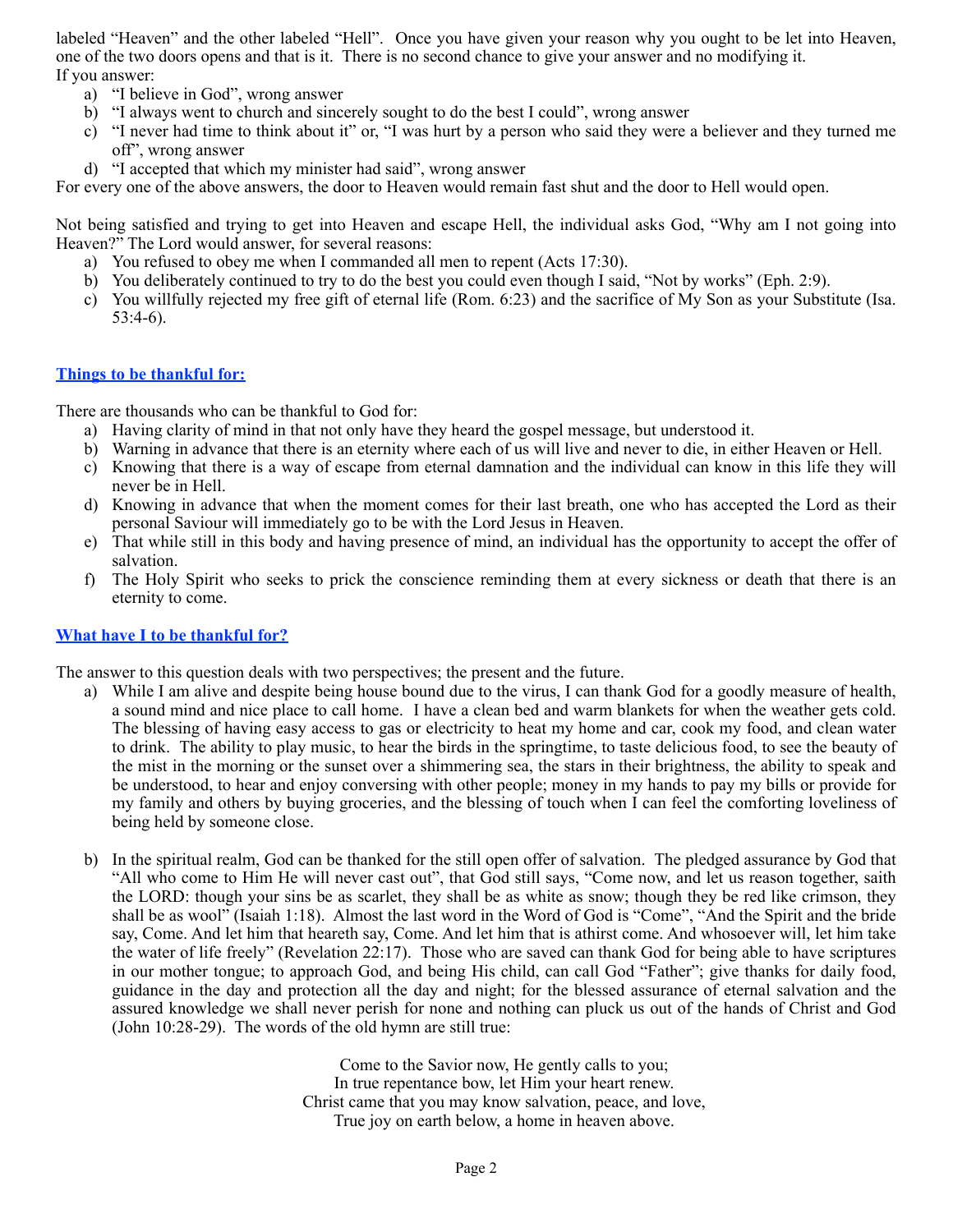labeled "Heaven" and the other labeled "Hell". Once you have given your reason why you ought to be let into Heaven, one of the two doors opens and that is it. There is no second chance to give your answer and no modifying it.
If you answer:

a) "I believe in God", wrong answer
b) "I always went to church and sincerely sought to do the best I could", wrong answer
c) "I never had time to think about it" or, "I was hurt by a person who said they were a believer and they turned me off", wrong answer
d) "I accepted that which my minister had said", wrong answer

For every one of the above answers, the door to Heaven would remain fast shut and the door to Hell would open.

Not being satisfied and trying to get into Heaven and escape Hell, the individual asks God, "Why am I not going into Heaven?" The Lord would answer, for several reasons:

a) You refused to obey me when I commanded all men to repent (Acts 17:30).
b) You deliberately continued to try to do the best you could even though I said, "Not by works" (Eph. 2:9).
c) You willfully rejected my free gift of eternal life (Rom. 6:23) and the sacrifice of My Son as your Substitute (Isa. 53:4-6).

## Things to be thankful for:

There are thousands who can be thankful to God for:

a) Having clarity of mind in that not only have they heard the gospel message, but understood it.
b) Warning in advance that there is an eternity where each of us will live and never to die, in either Heaven or Hell.
c) Knowing that there is a way of escape from eternal damnation and the individual can know in this life they will never be in Hell.
d) Knowing in advance that when the moment comes for their last breath, one who has accepted the Lord as their personal Saviour will immediately go to be with the Lord Jesus in Heaven.
e) That while still in this body and having presence of mind, an individual has the opportunity to accept the offer of salvation.
f) The Holy Spirit who seeks to prick the conscience reminding them at every sickness or death that there is an eternity to come.

## What have I to be thankful for?

The answer to this question deals with two perspectives; the present and the future.

a) While I am alive and despite being house bound due to the virus, I can thank God for a goodly measure of health, a sound mind and nice place to call home. I have a clean bed and warm blankets for when the weather gets cold. The blessing of having easy access to gas or electricity to heat my home and car, cook my food, and clean water to drink. The ability to play music, to hear the birds in the springtime, to taste delicious food, to see the beauty of the mist in the morning or the sunset over a shimmering sea, the stars in their brightness, the ability to speak and be understood, to hear and enjoy conversing with other people; money in my hands to pay my bills or provide for my family and others by buying groceries, and the blessing of touch when I can feel the comforting loveliness of being held by someone close.

b) In the spiritual realm, God can be thanked for the still open offer of salvation. The pledged assurance by God that "All who come to Him He will never cast out", that God still says, "Come now, and let us reason together, saith the LORD: though your sins be as scarlet, they shall be as white as snow; though they be red like crimson, they shall be as wool" (Isaiah 1:18). Almost the last word in the Word of God is "Come", "And the Spirit and the bride say, Come. And let him that heareth say, Come. And let him that is athirst come. And whosoever will, let him take the water of life freely" (Revelation 22:17). Those who are saved can thank God for being able to have scriptures in our mother tongue; to approach God, and being His child, can call God "Father"; give thanks for daily food, guidance in the day and protection all the day and night; for the blessed assurance of eternal salvation and the assured knowledge we shall never perish for none and nothing can pluck us out of the hands of Christ and God (John 10:28-29). The words of the old hymn are still true:

Come to the Savior now, He gently calls to you;
In true repentance bow, let Him your heart renew.
Christ came that you may know salvation, peace, and love,
True joy on earth below, a home in heaven above.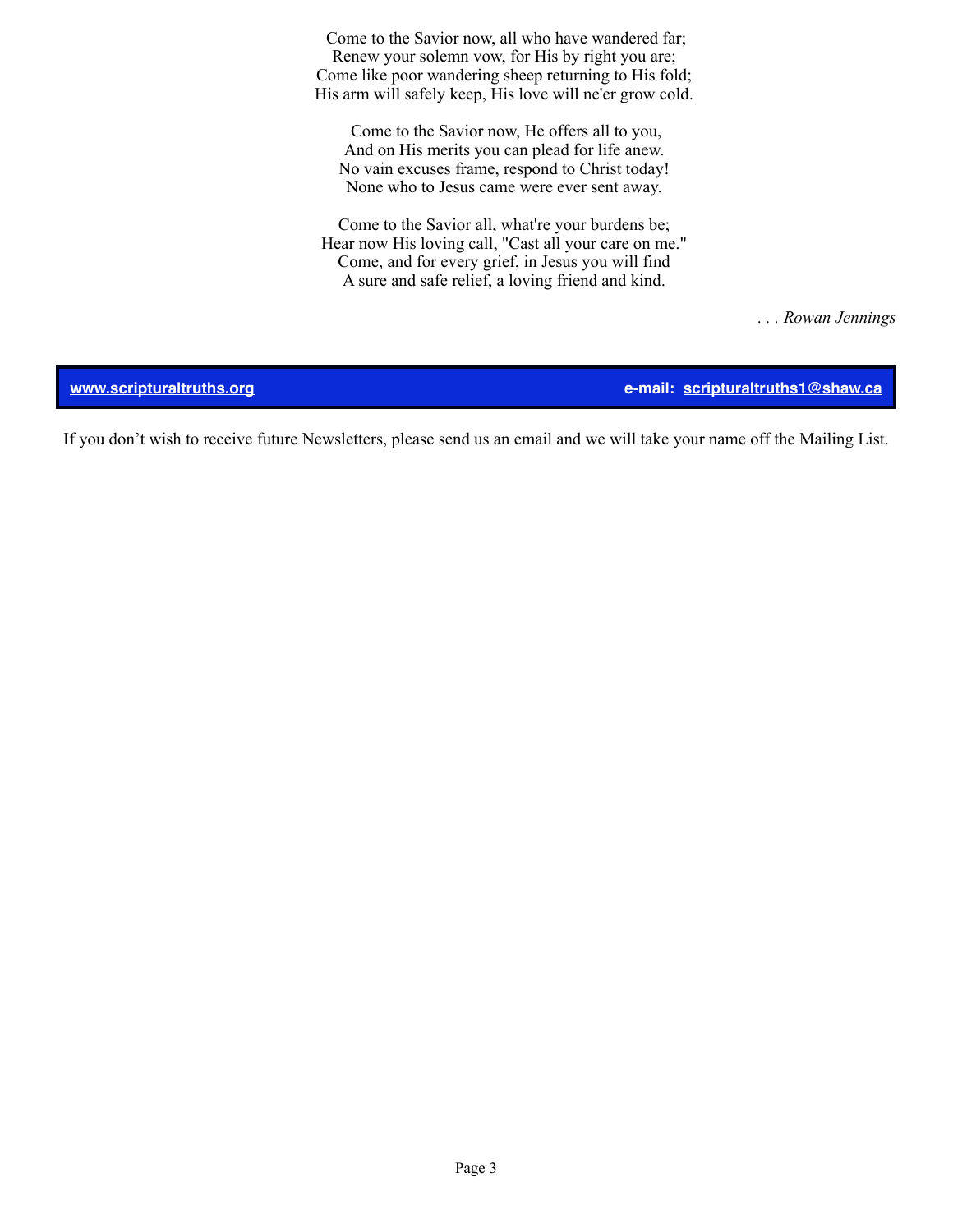Come to the Savior now, all who have wandered far;  
Renew your solemn vow, for His by right you are;  
Come like poor wandering sheep returning to His fold;  
His arm will safely keep, His love will ne'er grow cold.

Come to the Savior now, He offers all to you,  
And on His merits you can plead for life anew.  
No vain excuses frame, respond to Christ today!  
None who to Jesus came were ever sent away.

Come to the Savior all, what're your burdens be;  
Hear now His loving call, "Cast all your care on me."  
Come, and for every grief, in Jesus you will find  
A sure and safe relief, a loving friend and kind.

. . . *Rowan Jennings*

**www.scripturaltruths.org** **e-mail: scripturaltruths1@shaw.ca**

If you don't wish to receive future Newsletters, please send us an email and we will take your name off the Mailing List.